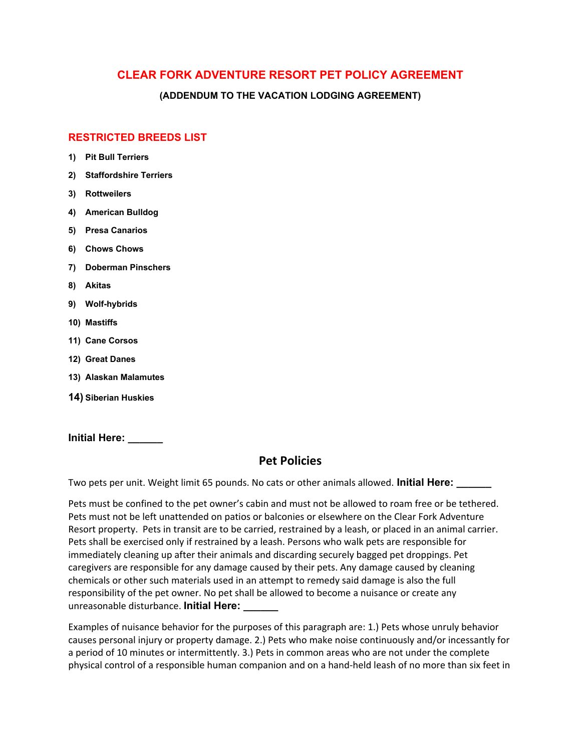# CLEAR FORK ADVENTURE RESORT PET POLICY AGREEMENT

**(ADDENDUM TO THE VACATION LODGING AGREEMENT)**

## RESTRICTED BREEDS LIST

1) **Pit Bull Terriers**
2) **Staffordshire Terriers**
3) **Rottweilers**
4) **American Bulldog**
5) **Presa Canarios**
6) **Chows Chows**
7) **Doberman Pinschers**
8) **Akitas**
9) **Wolf-hybrids**
10) **Mastiffs**
11) **Cane Corsos**
12) **Great Danes**
13) **Alaskan Malamutes**
14) **Siberian Huskies**

**Initial Here: ______**

## Pet Policies

Two pets per unit. Weight limit 65 pounds. No cats or other animals allowed. **Initial Here: ______**

Pets must be confined to the pet owner's cabin and must not be allowed to roam free or be tethered. Pets must not be left unattended on patios or balconies or elsewhere on the Clear Fork Adventure Resort property. Pets in transit are to be carried, restrained by a leash, or placed in an animal carrier. Pets shall be exercised only if restrained by a leash. Persons who walk pets are responsible for immediately cleaning up after their animals and discarding securely bagged pet droppings. Pet caregivers are responsible for any damage caused by their pets. Any damage caused by cleaning chemicals or other such materials used in an attempt to remedy said damage is also the full responsibility of the pet owner. No pet shall be allowed to become a nuisance or create any unreasonable disturbance. **Initial Here: ______**

Examples of nuisance behavior for the purposes of this paragraph are: 1.) Pets whose unruly behavior causes personal injury or property damage. 2.) Pets who make noise continuously and/or incessantly for a period of 10 minutes or intermittently. 3.) Pets in common areas who are not under the complete physical control of a responsible human companion and on a hand-held leash of no more than six feet in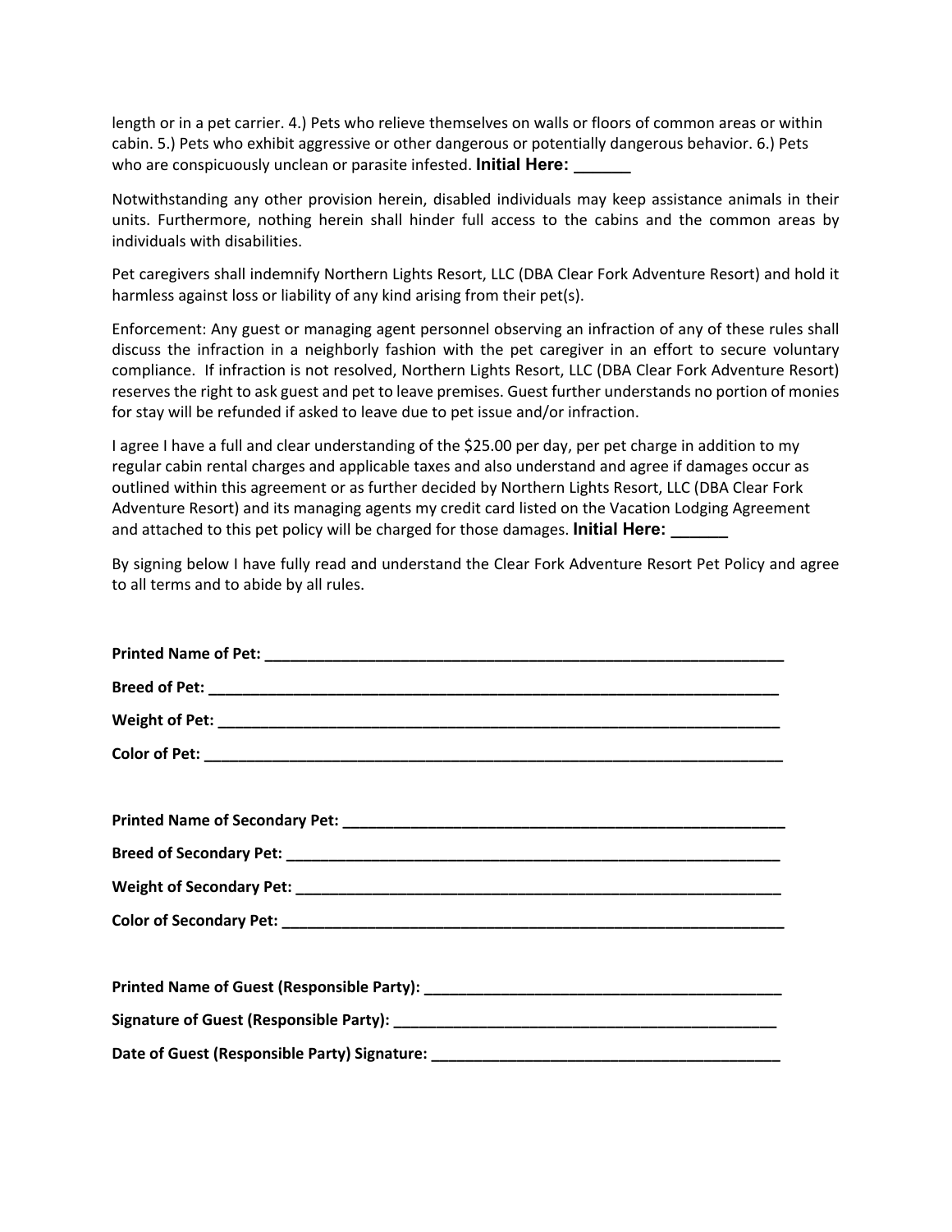length or in a pet carrier. 4.) Pets who relieve themselves on walls or floors of common areas or within cabin. 5.) Pets who exhibit aggressive or other dangerous or potentially dangerous behavior. 6.) Pets who are conspicuously unclean or parasite infested. **Initial Here: ______**

Notwithstanding any other provision herein, disabled individuals may keep assistance animals in their units. Furthermore, nothing herein shall hinder full access to the cabins and the common areas by individuals with disabilities.

Pet caregivers shall indemnify Northern Lights Resort, LLC (DBA Clear Fork Adventure Resort) and hold it harmless against loss or liability of any kind arising from their pet(s).

Enforcement: Any guest or managing agent personnel observing an infraction of any of these rules shall discuss the infraction in a neighborly fashion with the pet caregiver in an effort to secure voluntary compliance. If infraction is not resolved, Northern Lights Resort, LLC (DBA Clear Fork Adventure Resort) reserves the right to ask guest and pet to leave premises. Guest further understands no portion of monies for stay will be refunded if asked to leave due to pet issue and/or infraction.

I agree I have a full and clear understanding of the $25.00 per day, per pet charge in addition to my regular cabin rental charges and applicable taxes and also understand and agree if damages occur as outlined within this agreement or as further decided by Northern Lights Resort, LLC (DBA Clear Fork Adventure Resort) and its managing agents my credit card listed on the Vacation Lodging Agreement and attached to this pet policy will be charged for those damages. **Initial Here: ______**

By signing below I have fully read and understand the Clear Fork Adventure Resort Pet Policy and agree to all terms and to abide by all rules.

**Printed Name of Pet: ________________________________________________________________**

**Breed of Pet: ______________________________________________________________________**

**Weight of Pet: _____________________________________________________________________**

**Color of Pet: ______________________________________________________________________**

**Printed Name of Secondary Pet: ______________________________________________________**

**Breed of Secondary Pet: ____________________________________________________________**

**Weight of Secondary Pet: ___________________________________________________________**

**Color of Secondary Pet: ____________________________________________________________**

**Printed Name of Guest (Responsible Party): ___________________________________________**

**Signature of Guest (Responsible Party): _______________________________________________**

**Date of Guest (Responsible Party) Signature: __________________________________________**